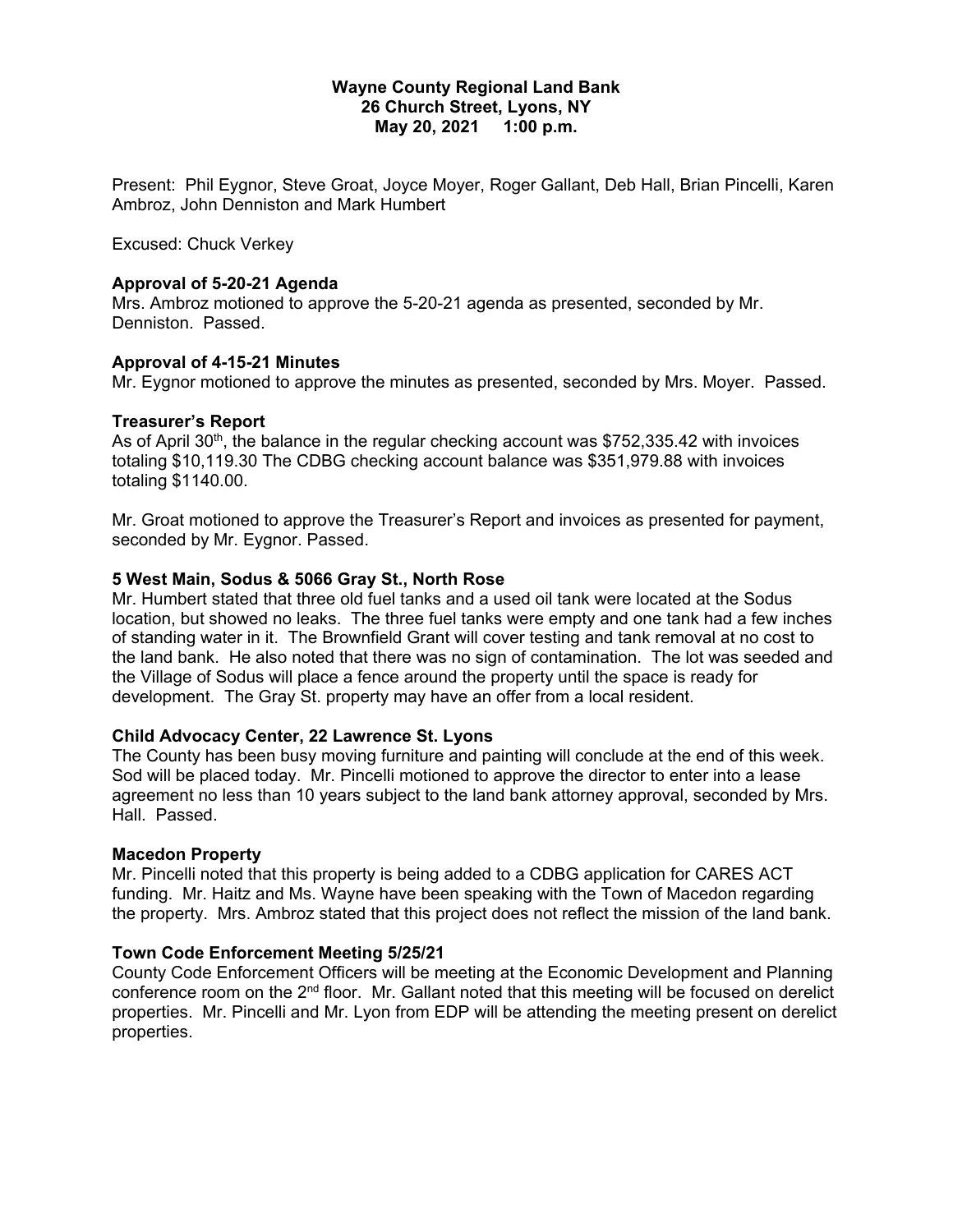**Wayne County Regional Land Bank**
**26 Church Street, Lyons, NY**
**May 20, 2021 1:00 p.m.**

Present: Phil Eygnor, Steve Groat, Joyce Moyer, Roger Gallant, Deb Hall, Brian Pincelli, Karen Ambroz, John Denniston and Mark Humbert

Excused: Chuck Verkey

**Approval of 5-20-21 Agenda**

Mrs. Ambroz motioned to approve the 5-20-21 agenda as presented, seconded by Mr. Denniston. Passed.

**Approval of 4-15-21 Minutes**

Mr. Eygnor motioned to approve the minutes as presented, seconded by Mrs. Moyer. Passed.

**Treasurer's Report**

As of April 30th, the balance in the regular checking account was $752,335.42 with invoices totaling $10,119.30 The CDBG checking account balance was $351,979.88 with invoices totaling $1140.00.

Mr. Groat motioned to approve the Treasurer's Report and invoices as presented for payment, seconded by Mr. Eygnor. Passed.

**5 West Main, Sodus & 5066 Gray St., North Rose**

Mr. Humbert stated that three old fuel tanks and a used oil tank were located at the Sodus location, but showed no leaks. The three fuel tanks were empty and one tank had a few inches of standing water in it. The Brownfield Grant will cover testing and tank removal at no cost to the land bank. He also noted that there was no sign of contamination. The lot was seeded and the Village of Sodus will place a fence around the property until the space is ready for development. The Gray St. property may have an offer from a local resident.

**Child Advocacy Center, 22 Lawrence St. Lyons**

The County has been busy moving furniture and painting will conclude at the end of this week. Sod will be placed today. Mr. Pincelli motioned to approve the director to enter into a lease agreement no less than 10 years subject to the land bank attorney approval, seconded by Mrs. Hall. Passed.

**Macedon Property**

Mr. Pincelli noted that this property is being added to a CDBG application for CARES ACT funding. Mr. Haitz and Ms. Wayne have been speaking with the Town of Macedon regarding the property. Mrs. Ambroz stated that this project does not reflect the mission of the land bank.

**Town Code Enforcement Meeting 5/25/21**

County Code Enforcement Officers will be meeting at the Economic Development and Planning conference room on the 2nd floor. Mr. Gallant noted that this meeting will be focused on derelict properties. Mr. Pincelli and Mr. Lyon from EDP will be attending the meeting present on derelict properties.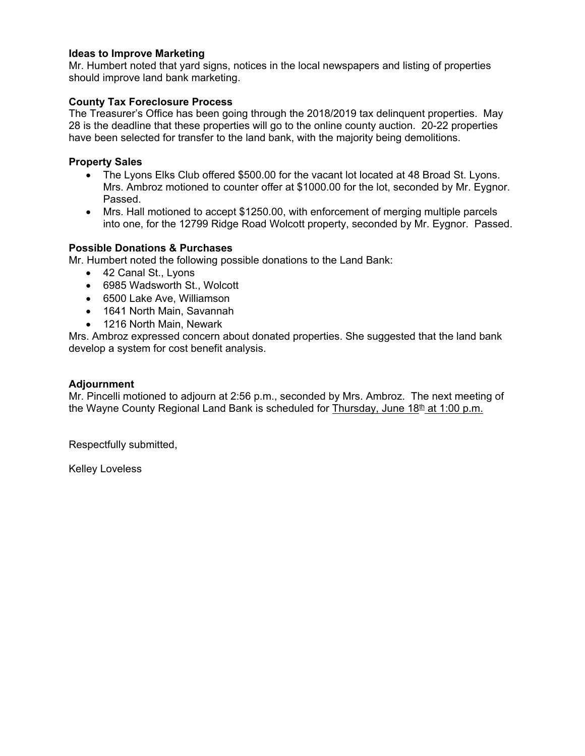**Ideas to Improve Marketing**
Mr. Humbert noted that yard signs, notices in the local newspapers and listing of properties should improve land bank marketing.

**County Tax Foreclosure Process**
The Treasurer's Office has been going through the 2018/2019 tax delinquent properties. May 28 is the deadline that these properties will go to the online county auction. 20-22 properties have been selected for transfer to the land bank, with the majority being demolitions.

**Property Sales**

- The Lyons Elks Club offered $500.00 for the vacant lot located at 48 Broad St. Lyons. Mrs. Ambroz motioned to counter offer at $1000.00 for the lot, seconded by Mr. Eygnor. Passed.
- Mrs. Hall motioned to accept $1250.00, with enforcement of merging multiple parcels into one, for the 12799 Ridge Road Wolcott property, seconded by Mr. Eygnor. Passed.

**Possible Donations & Purchases**
Mr. Humbert noted the following possible donations to the Land Bank:

- 42 Canal St., Lyons
- 6985 Wadsworth St., Wolcott
- 6500 Lake Ave, Williamson
- 1641 North Main, Savannah
- 1216 North Main, Newark

Mrs. Ambroz expressed concern about donated properties. She suggested that the land bank develop a system for cost benefit analysis.

**Adjournment**
Mr. Pincelli motioned to adjourn at 2:56 p.m., seconded by Mrs. Ambroz. The next meeting of the Wayne County Regional Land Bank is scheduled for Thursday, June 18th at 1:00 p.m.

Respectfully submitted,

Kelley Loveless